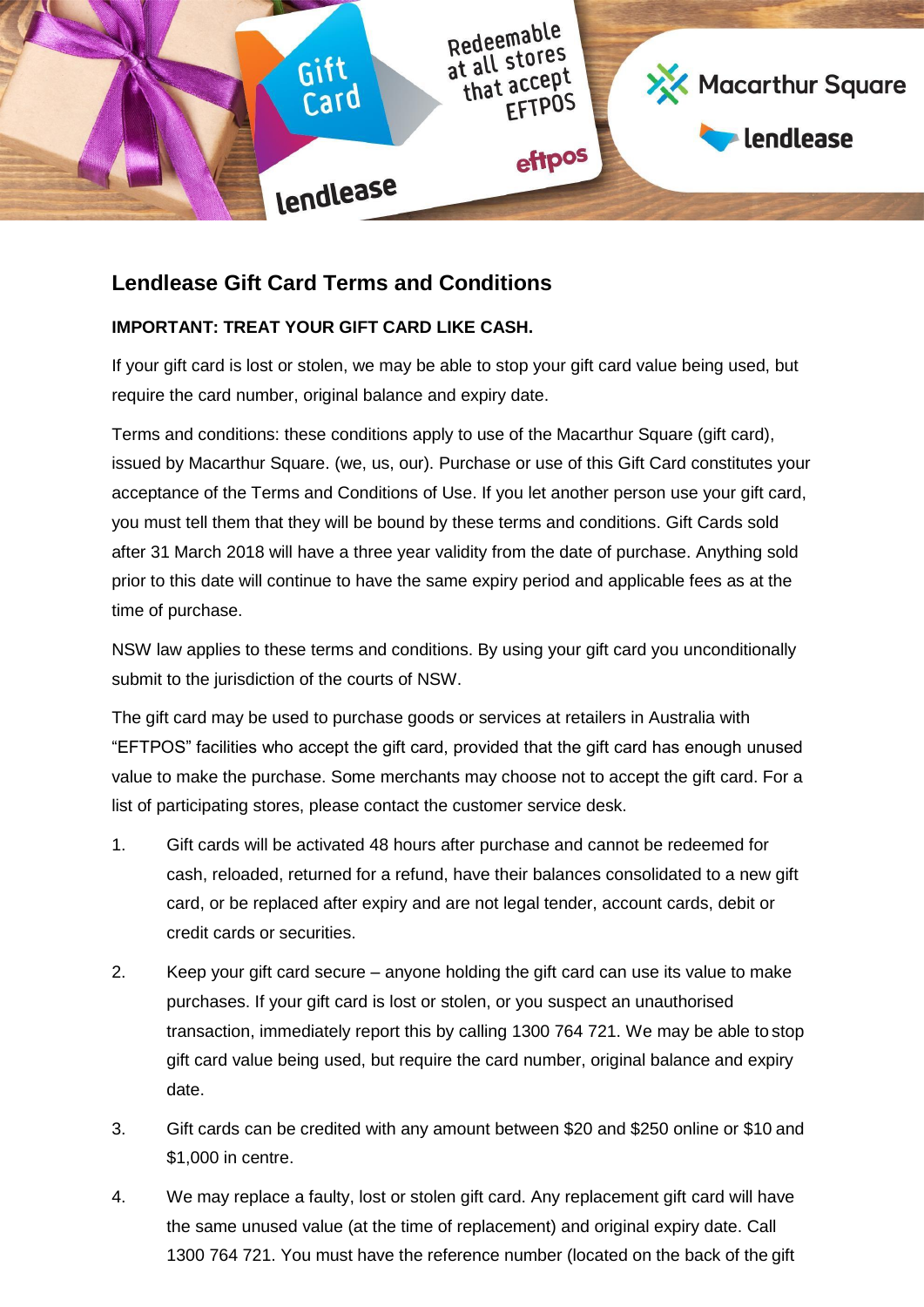# Lendlease Gift Card Terms and Conditions

**IMPORTANT: TREAT YOUR GIFT CARD LIKE CASH.**

If your gift card is lost or stolen, we may be able to stop your gift card value being used, but require the card number, original balance and expiry date.

Terms and conditions: these conditions apply to use of the Macarthur Square (gift card), issued by Macarthur Square. (we, us, our). Purchase or use of this Gift Card constitutes your acceptance of the Terms and Conditions of Use. If you let another person use your gift card, you must tell them that they will be bound by these terms and conditions. Gift Cards sold after 31 March 2018 will have a three year validity from the date of purchase. Anything sold prior to this date will continue to have the same expiry period and applicable fees as at the time of purchase.

NSW law applies to these terms and conditions. By using your gift card you unconditionally submit to the jurisdiction of the courts of NSW.

The gift card may be used to purchase goods or services at retailers in Australia with "EFTPOS" facilities who accept the gift card, provided that the gift card has enough unused value to make the purchase. Some merchants may choose not to accept the gift card. For a list of participating stores, please contact the customer service desk.

1. Gift cards will be activated 48 hours after purchase and cannot be redeemed for cash, reloaded, returned for a refund, have their balances consolidated to a new gift card, or be replaced after expiry and are not legal tender, account cards, debit or credit cards or securities.
2. Keep your gift card secure – anyone holding the gift card can use its value to make purchases. If your gift card is lost or stolen, or you suspect an unauthorised transaction, immediately report this by calling 1300 764 721. We may be able to stop gift card value being used, but require the card number, original balance and expiry date.
3. Gift cards can be credited with any amount between $20 and $250 online or $10 and $1,000 in centre.
4. We may replace a faulty, lost or stolen gift card. Any replacement gift card will have the same unused value (at the time of replacement) and original expiry date. Call 1300 764 721. You must have the reference number (located on the back of the gift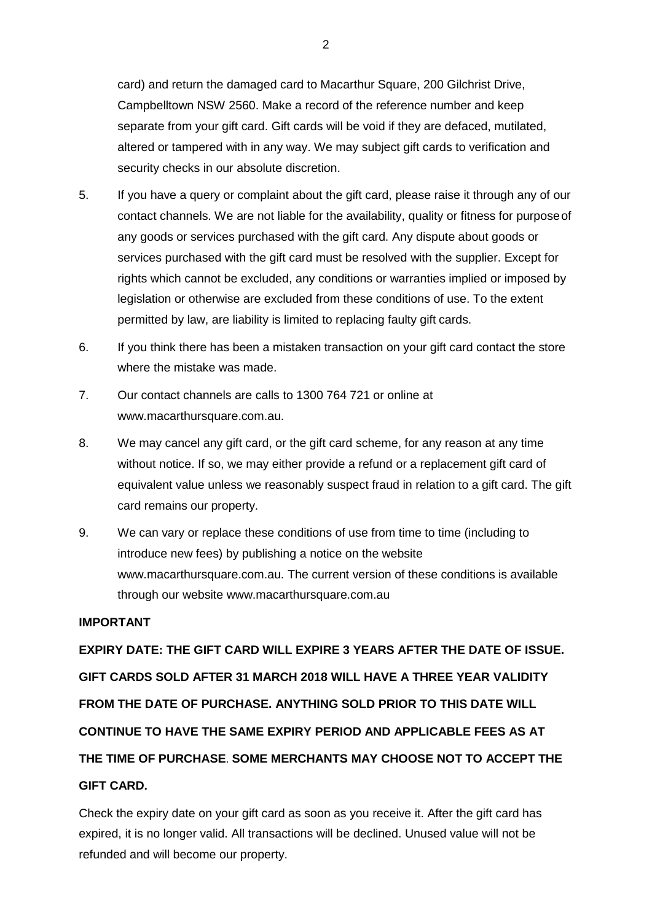card) and return the damaged card to Macarthur Square, 200 Gilchrist Drive, Campbelltown NSW 2560. Make a record of the reference number and keep separate from your gift card. Gift cards will be void if they are defaced, mutilated, altered or tampered with in any way. We may subject gift cards to verification and security checks in our absolute discretion.

5. If you have a query or complaint about the gift card, please raise it through any of our contact channels. We are not liable for the availability, quality or fitness for purpose of any goods or services purchased with the gift card. Any dispute about goods or services purchased with the gift card must be resolved with the supplier. Except for rights which cannot be excluded, any conditions or warranties implied or imposed by legislation or otherwise are excluded from these conditions of use. To the extent permitted by law, are liability is limited to replacing faulty gift cards.

6. If you think there has been a mistaken transaction on your gift card contact the store where the mistake was made.

7. Our contact channels are calls to 1300 764 721 or online at www.macarthursquare.com.au.

8. We may cancel any gift card, or the gift card scheme, for any reason at any time without notice. If so, we may either provide a refund or a replacement gift card of equivalent value unless we reasonably suspect fraud in relation to a gift card. The gift card remains our property.

9. We can vary or replace these conditions of use from time to time (including to introduce new fees) by publishing a notice on the website www.macarthursquare.com.au. The current version of these conditions is available through our website www.macarthursquare.com.au

**IMPORTANT**

**EXPIRY DATE: THE GIFT CARD WILL EXPIRE 3 YEARS AFTER THE DATE OF ISSUE. GIFT CARDS SOLD AFTER 31 MARCH 2018 WILL HAVE A THREE YEAR VALIDITY FROM THE DATE OF PURCHASE. ANYTHING SOLD PRIOR TO THIS DATE WILL CONTINUE TO HAVE THE SAME EXPIRY PERIOD AND APPLICABLE FEES AS AT THE TIME OF PURCHASE. SOME MERCHANTS MAY CHOOSE NOT TO ACCEPT THE GIFT CARD.**

Check the expiry date on your gift card as soon as you receive it. After the gift card has expired, it is no longer valid. All transactions will be declined. Unused value will not be refunded and will become our property.